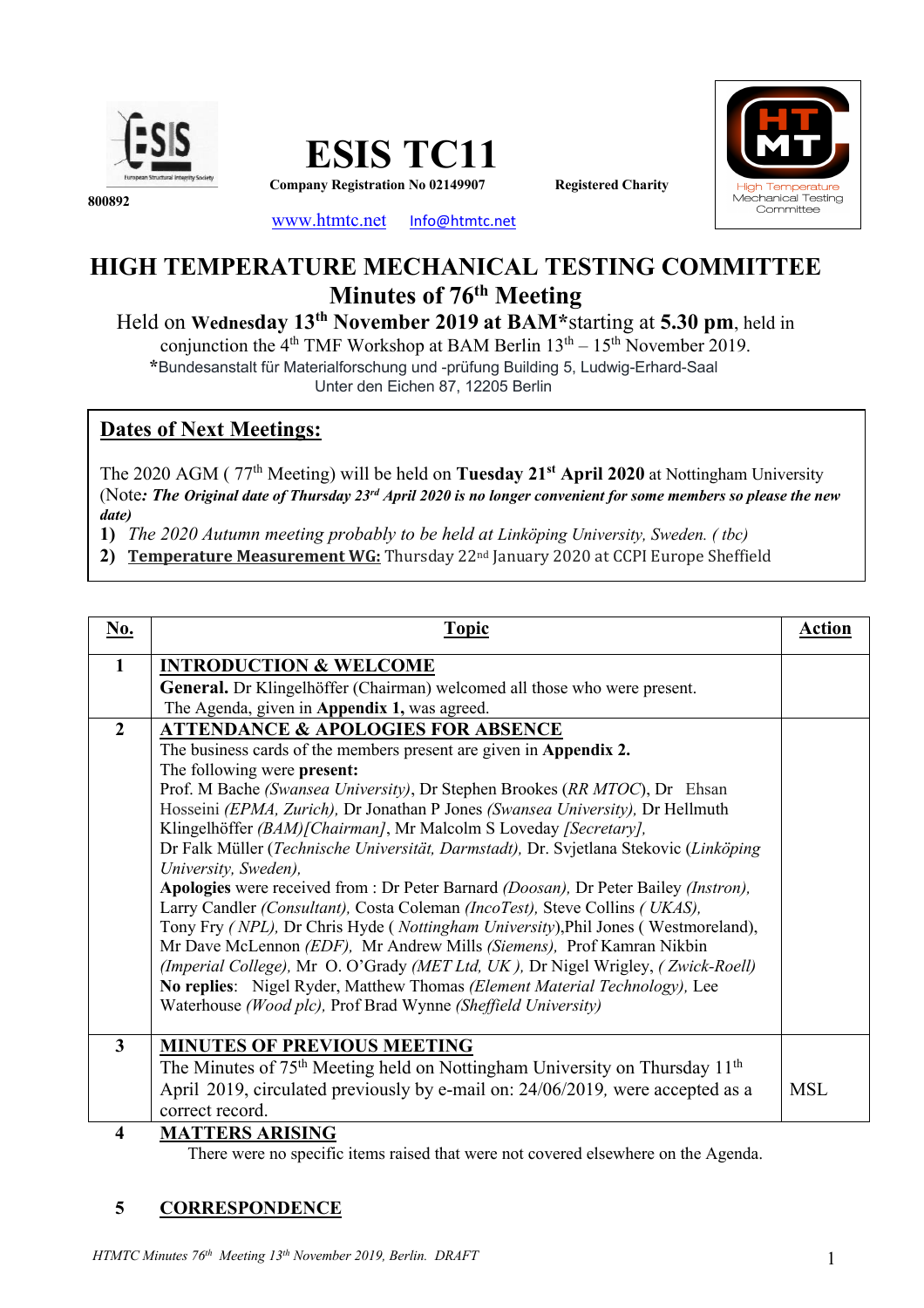800892

# ESIS TC11

**Company Registration No 02149907** **Registered Charity**

www.htmtc.net Info@htmtc.net

High Temperature Mechanical Testing Committee

# HIGH TEMPERATURE MECHANICAL TESTING COMMITTEE

## Minutes of 76th Meeting

Held on **Wednesday 13th November 2019 at BAM***starting at **5.30 pm**, held in conjunction the 4th TMF Workshop at BAM Berlin 13th – 15th November 2019.

***Bundesanstalt für Materialforschung und -prüfung Building 5, Ludwig-Erhard-Saal Unter den Eichen 87, 12205 Berlin**

**Dates of Next Meetings:**

The 2020 AGM ( 77th Meeting) will be held on **Tuesday 21st April 2020** at Nottingham University (Note*: **The Original date of Thursday 23rd April 2020 is no longer convenient for some members so please the new date)***

1) *The 2020 Autumn meeting probably to be held at Linköping University, Sweden. ( tbc)*
2) **Temperature Measurement WG:** Thursday 22nd January 2020 at CCPI Europe Sheffield

| No. | Topic | Action |
|---|---|---|
| **1** | **INTRODUCTION & WELCOME**<br>**General.** Dr Klingelhöffer (Chairman) welcomed all those who were present.<br>The Agenda, given in **Appendix 1,** was agreed. | |
| **2** | **ATTENDANCE & APOLOGIES FOR ABSENCE**<br>The business cards of the members present are given in **Appendix 2.**<br>The following were **present:**<br>Prof. M Bache *(Swansea University)*, Dr Stephen Brookes (*RR MTOC*), Dr Ehsan Hosseini *(EPMA, Zurich),* Dr Jonathan P Jones *(Swansea University),* Dr Hellmuth Klingelhöffer *(BAM)[Chairman]*, Mr Malcolm S Loveday *[Secretary],*<br>Dr Falk Müller (*Technische Universität, Darmstadt),* Dr. Svjetlana Stekovic (*Linköping University, Sweden),*<br>**Apologies** were received from : Dr Peter Barnard *(Doosan),* Dr Peter Bailey *(Instron),* Larry Candler *(Consultant),* Costa Coleman *(IncoTest),* Steve Collins *( UKAS),* Tony Fry *( NPL),* Dr Chris Hyde ( *Nottingham University*),Phil Jones ( Westmoreland), Mr Dave McLennon *(EDF),* Mr Andrew Mills *(Siemens),* Prof Kamran Nikbin *(Imperial College),* Mr O. O'Grady *(MET Ltd, UK ),* Dr Nigel Wrigley, *( Zwick-Roell)*<br>**No replies**: Nigel Ryder, Matthew Thomas *(Element Material Technology),* Lee Waterhouse *(Wood plc),* Prof Brad Wynne *(Sheffield University)* | |
| **3** | **MINUTES OF PREVIOUS MEETING**<br>The Minutes of 75th Meeting held on Nottingham University on Thursday 11th April 2019, circulated previously by e-mail on: 24/06/2019, were accepted as a correct record. | MSL |
| **4** | **MATTERS ARISING**<br>There were no specific items raised that were not covered elsewhere on the Agenda. | |
| **5** | **CORRESPONDENCE** | |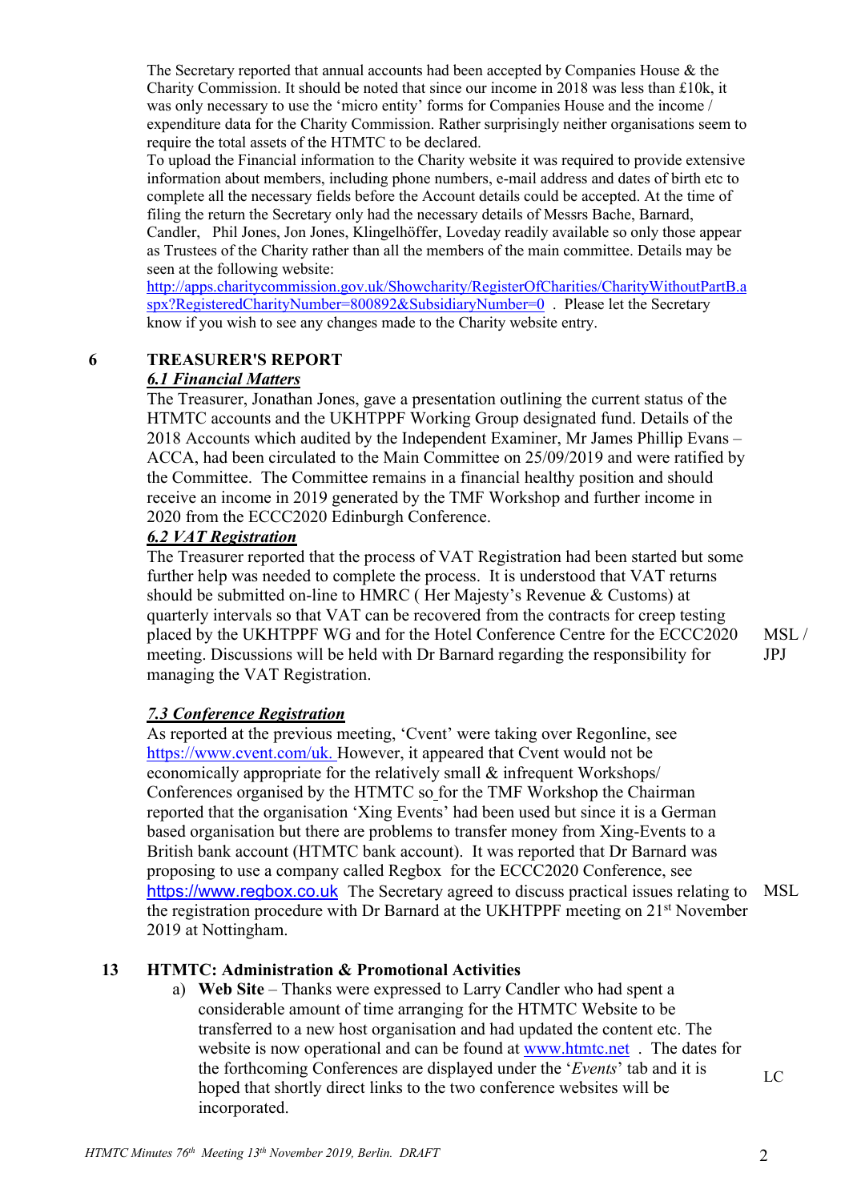The Secretary reported that annual accounts had been accepted by Companies House & the Charity Commission. It should be noted that since our income in 2018 was less than £10k, it was only necessary to use the 'micro entity' forms for Companies House and the income / expenditure data for the Charity Commission. Rather surprisingly neither organisations seem to require the total assets of the HTMTC to be declared.

To upload the Financial information to the Charity website it was required to provide extensive information about members, including phone numbers, e-mail address and dates of birth etc to complete all the necessary fields before the Account details could be accepted. At the time of filing the return the Secretary only had the necessary details of Messrs Bache, Barnard, Candler, Phil Jones, Jon Jones, Klingelhöffer, Loveday readily available so only those appear as Trustees of the Charity rather than all the members of the main committee. Details may be seen at the following website:

http://apps.charitycommission.gov.uk/Showcharity/RegisterOfCharities/CharityWithoutPartB.aspx?RegisteredCharityNumber=800892&SubsidiaryNumber=0 . Please let the Secretary know if you wish to see any changes made to the Charity website entry.

## 6 TREASURER'S REPORT

### *6.1 Financial Matters*

The Treasurer, Jonathan Jones, gave a presentation outlining the current status of the HTMTC accounts and the UKHTPPF Working Group designated fund. Details of the 2018 Accounts which audited by the Independent Examiner, Mr James Phillip Evans – ACCA, had been circulated to the Main Committee on 25/09/2019 and were ratified by the Committee. The Committee remains in a financial healthy position and should receive an income in 2019 generated by the TMF Workshop and further income in 2020 from the ECCC2020 Edinburgh Conference.

### *6.2 VAT Registration*

The Treasurer reported that the process of VAT Registration had been started but some further help was needed to complete the process. It is understood that VAT returns should be submitted on-line to HMRC ( Her Majesty's Revenue & Customs) at quarterly intervals so that VAT can be recovered from the contracts for creep testing placed by the UKHTPPF WG and for the Hotel Conference Centre for the ECCC2020 meeting. Discussions will be held with Dr Barnard regarding the responsibility for managing the VAT Registration. **MSL / JPJ**

### *7.3 Conference Registration*

As reported at the previous meeting, 'Cvent' were taking over Regonline, see https://www.cvent.com/uk. However, it appeared that Cvent would not be economically appropriate for the relatively small & infrequent Workshops/ Conferences organised by the HTMTC so for the TMF Workshop the Chairman reported that the organisation 'Xing Events' had been used but since it is a German based organisation but there are problems to transfer money from Xing-Events to a British bank account (HTMTC bank account). It was reported that Dr Barnard was proposing to use a company called Regbox for the ECCC2020 Conference, see https://www.regbox.co.uk The Secretary agreed to discuss practical issues relating to the registration procedure with Dr Barnard at the UKHTPPF meeting on 21st November 2019 at Nottingham. **MSL**

## 13 HTMTC: Administration & Promotional Activities

a) **Web Site** – Thanks were expressed to Larry Candler who had spent a considerable amount of time arranging for the HTMTC Website to be transferred to a new host organisation and had updated the content etc. The website is now operational and can be found at www.htmtc.net . The dates for the forthcoming Conferences are displayed under the '*Events*' tab and it is hoped that shortly direct links to the two conference websites will be incorporated. **LC**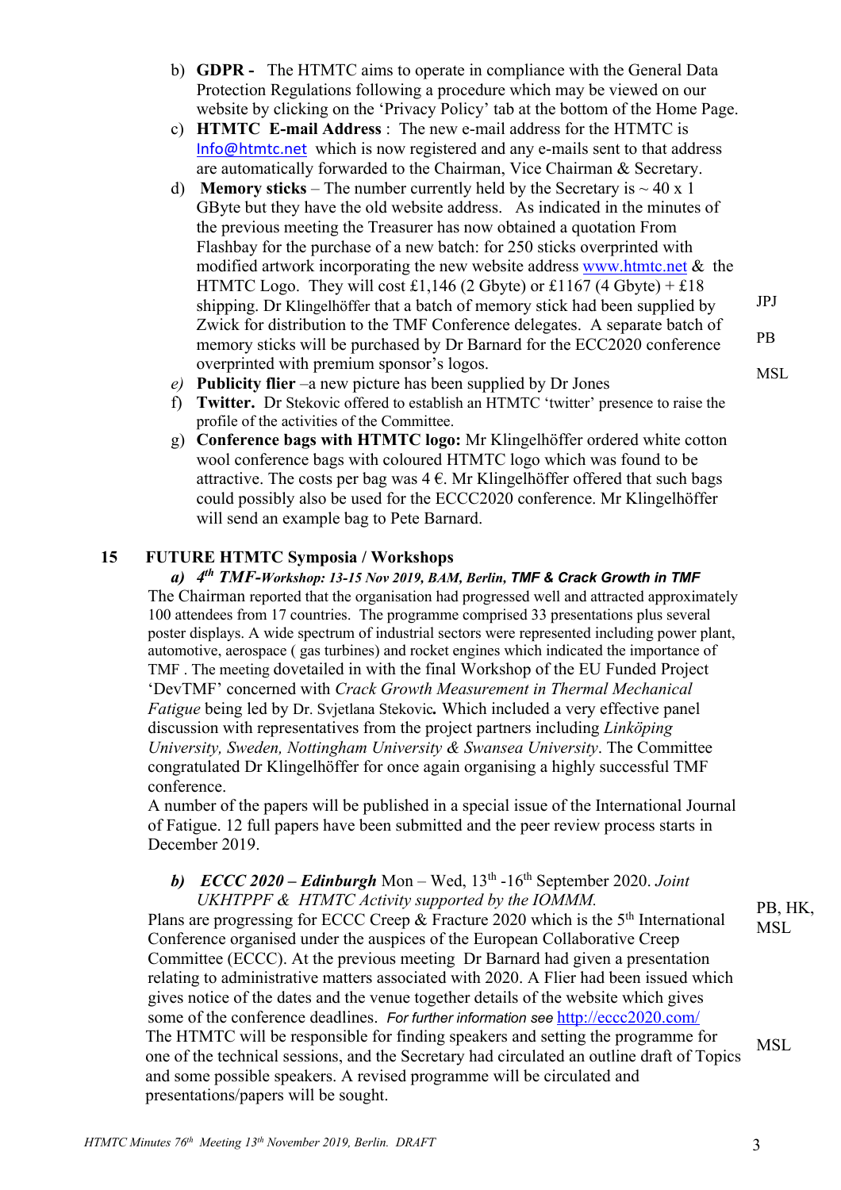b) **GDPR -** The HTMTC aims to operate in compliance with the General Data Protection Regulations following a procedure which may be viewed on our website by clicking on the 'Privacy Policy' tab at the bottom of the Home Page.

c) **HTMTC E-mail Address** : The new e-mail address for the HTMTC is Info@htmtc.net which is now registered and any e-mails sent to that address are automatically forwarded to the Chairman, Vice Chairman & Secretary.

d) **Memory sticks** – The number currently held by the Secretary is ~ 40 x 1 GByte but they have the old website address. As indicated in the minutes of the previous meeting the Treasurer has now obtained a quotation From Flashbay for the purchase of a new batch: for 250 sticks overprinted with modified artwork incorporating the new website address www.htmtc.net & the HTMTC Logo. They will cost £1,146 (2 Gbyte) or £1167 (4 Gbyte) + £18 shipping. Dr Klingelhöffer that a batch of memory stick had been supplied by Zwick for distribution to the TMF Conference delegates. A separate batch of memory sticks will be purchased by Dr Barnard for the ECC2020 conference overprinted with premium sponsor's logos. **JPJ** **PB**

*e)* **Publicity flier** –a new picture has been supplied by Dr Jones **MSL**

f) **Twitter.** Dr Stekovic offered to establish an HTMTC 'twitter' presence to raise the profile of the activities of the Committee.

g) **Conference bags with HTMTC logo:** Mr Klingelhöffer ordered white cotton wool conference bags with coloured HTMTC logo which was found to be attractive. The costs per bag was 4 €. Mr Klingelhöffer offered that such bags could possibly also be used for the ECCC2020 conference. Mr Klingelhöffer will send an example bag to Pete Barnard.

## 15 FUTURE HTMTC Symposia / Workshops

***a) 4th TMF-Workshop: 13-15 Nov 2019, BAM, Berlin, TMF & Crack Growth in TMF***

The Chairman reported that the organisation had progressed well and attracted approximately 100 attendees from 17 countries. The programme comprised 33 presentations plus several poster displays. A wide spectrum of industrial sectors were represented including power plant, automotive, aerospace ( gas turbines) and rocket engines which indicated the importance of TMF . The meeting dovetailed in with the final Workshop of the EU Funded Project 'DevTMF' concerned with *Crack Growth Measurement in Thermal Mechanical Fatigue* being led by Dr. Svjetlana Stekovic**.** Which included a very effective panel discussion with representatives from the project partners including *Linköping University, Sweden, Nottingham University & Swansea University*. The Committee congratulated Dr Klingelhöffer for once again organising a highly successful TMF conference.

A number of the papers will be published in a special issue of the International Journal of Fatigue. 12 full papers have been submitted and the peer review process starts in December 2019.

***b) ECCC 2020 – Edinburgh*** Mon – Wed, 13th -16th September 2020. *Joint UKHTPPF & HTMTC Activity supported by the IOMMM.* **PB, HK, MSL**

Plans are progressing for ECCC Creep & Fracture 2020 which is the 5th International Conference organised under the auspices of the European Collaborative Creep Committee (ECCC). At the previous meeting Dr Barnard had given a presentation relating to administrative matters associated with 2020. A Flier had been issued which gives notice of the dates and the venue together details of the website which gives some of the conference deadlines. *For further information see* http://eccc2020.com/

The HTMTC will be responsible for finding speakers and setting the programme for one of the technical sessions, and the Secretary had circulated an outline draft of Topics and some possible speakers. A revised programme will be circulated and presentations/papers will be sought. **MSL**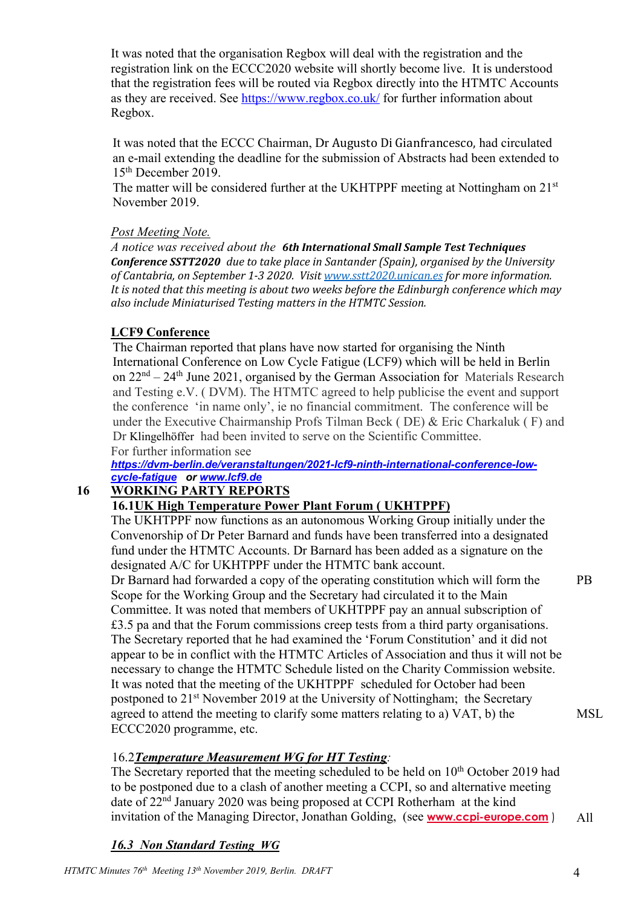It was noted that the organisation Regbox will deal with the registration and the registration link on the ECCC2020 website will shortly become live. It is understood that the registration fees will be routed via Regbox directly into the HTMTC Accounts as they are received. See https://www.regbox.co.uk/ for further information about Regbox.

It was noted that the ECCC Chairman, Dr Augusto Di Gianfrancesco, had circulated an e-mail extending the deadline for the submission of Abstracts had been extended to 15th December 2019.
The matter will be considered further at the UKHTPPF meeting at Nottingham on 21st November 2019.

*Post Meeting Note.*
*A notice was received about the* ***6th International Small Sample Test Techniques Conference SSTT2020*** *due to take place in Santander (Spain), organised by the University of Cantabria, on September 1-3 2020. Visit www.sstt2020.unican.es for more information. It is noted that this meeting is about two weeks before the Edinburgh conference which may also include Miniaturised Testing matters in the HTMTC Session.*

**LCF9 Conference**

The Chairman reported that plans have now started for organising the Ninth International Conference on Low Cycle Fatigue (LCF9) which will be held in Berlin on 22nd – 24th June 2021, organised by the German Association for Materials Research and Testing e.V. ( DVM). The HTMTC agreed to help publicise the event and support the conference 'in name only', ie no financial commitment. The conference will be under the Executive Chairmanship Profs Tilman Beck ( DE) & Eric Charkaluk ( F) and Dr Klingelhöffer had been invited to serve on the Scientific Committee.
For further information see ***https://dvm-berlin.de/veranstaltungen/2021-lcf9-ninth-international-conference-low-cycle-fatigue*** ***or www.lcf9.de***

## 16 WORKING PARTY REPORTS

**16.1 UK High Temperature Power Plant Forum ( UKHTPPF)**

The UKHTPPF now functions as an autonomous Working Group initially under the Convenorship of Dr Peter Barnard and funds have been transferred into a designated fund under the HTMTC Accounts. Dr Barnard has been added as a signature on the designated A/C for UKHTPPF under the HTMTC bank account.
Dr Barnard had forwarded a copy of the operating constitution which will form the Scope for the Working Group and the Secretary had circulated it to the Main Committee. It was noted that members of UKHTPPF pay an annual subscription of £3.5 pa and that the Forum commissions creep tests from a third party organisations. The Secretary reported that he had examined the 'Forum Constitution' and it did not appear to be in conflict with the HTMTC Articles of Association and thus it will not be necessary to change the HTMTC Schedule listed on the Charity Commission website. — **PB**
It was noted that the meeting of the UKHTPPF scheduled for October had been postponed to 21st November 2019 at the University of Nottingham; the Secretary agreed to attend the meeting to clarify some matters relating to a) VAT, b) the ECCC2020 programme, etc. — **MSL**

16.2 ***Temperature Measurement WG for HT Testing****:*

The Secretary reported that the meeting scheduled to be held on 10th October 2019 had to be postponed due to a clash of another meeting a CCPI, so and alternative meeting date of 22nd January 2020 was being proposed at CCPI Rotherham at the kind invitation of the Managing Director, Jonathan Golding, (see **www.ccpi-europe.com** ) — **All**

***16.3 Non Standard Testing WG***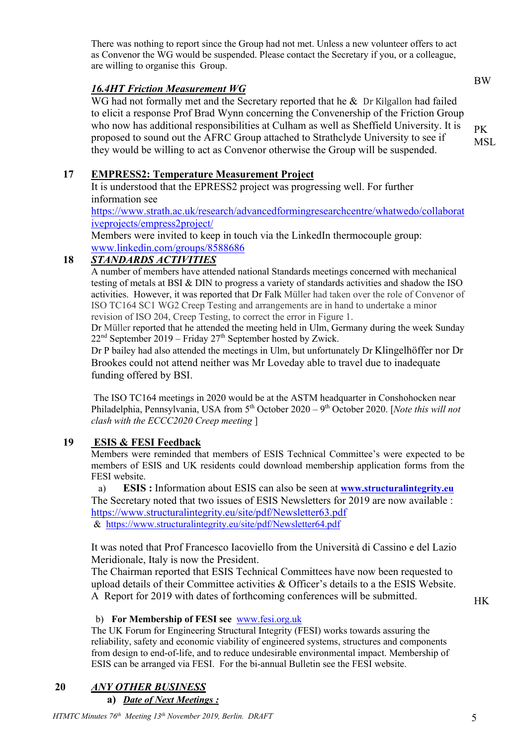There was nothing to report since the Group had not met. Unless a new volunteer offers to act as Convenor the WG would be suspended. Please contact the Secretary if you, or a colleague, are willing to organise this Group.

BW

### *16.4HT Friction Measurement WG*

WG had not formally met and the Secretary reported that he & Dr Kilgallon had failed to elicit a response Prof Brad Wynn concerning the Convenership of the Friction Group who now has additional responsibilities at Culham as well as Sheffield University. It is proposed to sound out the AFRC Group attached to Strathclyde University to see if they would be willing to act as Convenor otherwise the Group will be suspended.

PK
MSL

## 17 EMPRESS2: Temperature Measurement Project

It is understood that the EPRESS2 project was progressing well. For further information see https://www.strath.ac.uk/research/advancedformingresearchcentre/whatwedo/collaborativeprojects/empress2project/

Members were invited to keep in touch via the LinkedIn thermocouple group: www.linkedin.com/groups/8588686

## 18 *STANDARDS ACTIVITIES*

A number of members have attended national Standards meetings concerned with mechanical testing of metals at BSI & DIN to progress a variety of standards activities and shadow the ISO activities. However, it was reported that Dr Falk Müller had taken over the role of Convenor of ISO TC164 SC1 WG2 Creep Testing and arrangements are in hand to undertake a minor revision of ISO 204, Creep Testing, to correct the error in Figure 1.

Dr Müller reported that he attended the meeting held in Ulm, Germany during the week Sunday 22nd September 2019 – Friday 27th September hosted by Zwick.

Dr P bailey had also attended the meetings in Ulm, but unfortunately Dr Klingelhöffer nor Dr Brookes could not attend neither was Mr Loveday able to travel due to inadequate funding offered by BSI.

The ISO TC164 meetings in 2020 would be at the ASTM headquarter in Conshohocken near Philadelphia, Pennsylvania, USA from 5th October 2020 – 9th October 2020. [*Note this will not clash with the ECCC2020 Creep meeting* ]

## 19 ESIS & FESI Feedback

Members were reminded that members of ESIS Technical Committee's were expected to be members of ESIS and UK residents could download membership application forms from the FESI website.

a) **ESIS :** Information about ESIS can also be seen at **www.structuralintegrity.eu**

The Secretary noted that two issues of ESIS Newsletters for 2019 are now available :
https://www.structuralintegrity.eu/site/pdf/Newsletter63.pdf
& https://www.structuralintegrity.eu/site/pdf/Newsletter64.pdf

It was noted that Prof Francesco Iacoviello from the Università di Cassino e del Lazio Meridionale, Italy is now the President.

The Chairman reported that ESIS Technical Committees have now been requested to upload details of their Committee activities & Officer's details to a the ESIS Website. A Report for 2019 with dates of forthcoming conferences will be submitted.

HK

b) **For Membership of FESI see** www.fesi.org.uk

The UK Forum for Engineering Structural Integrity (FESI) works towards assuring the reliability, safety and economic viability of engineered systems, structures and components from design to end-of-life, and to reduce undesirable environmental impact. Membership of ESIS can be arranged via FESI. For the bi-annual Bulletin see the FESI website.

## 20 *ANY OTHER BUSINESS*

**a)** ***Date of Next Meetings :***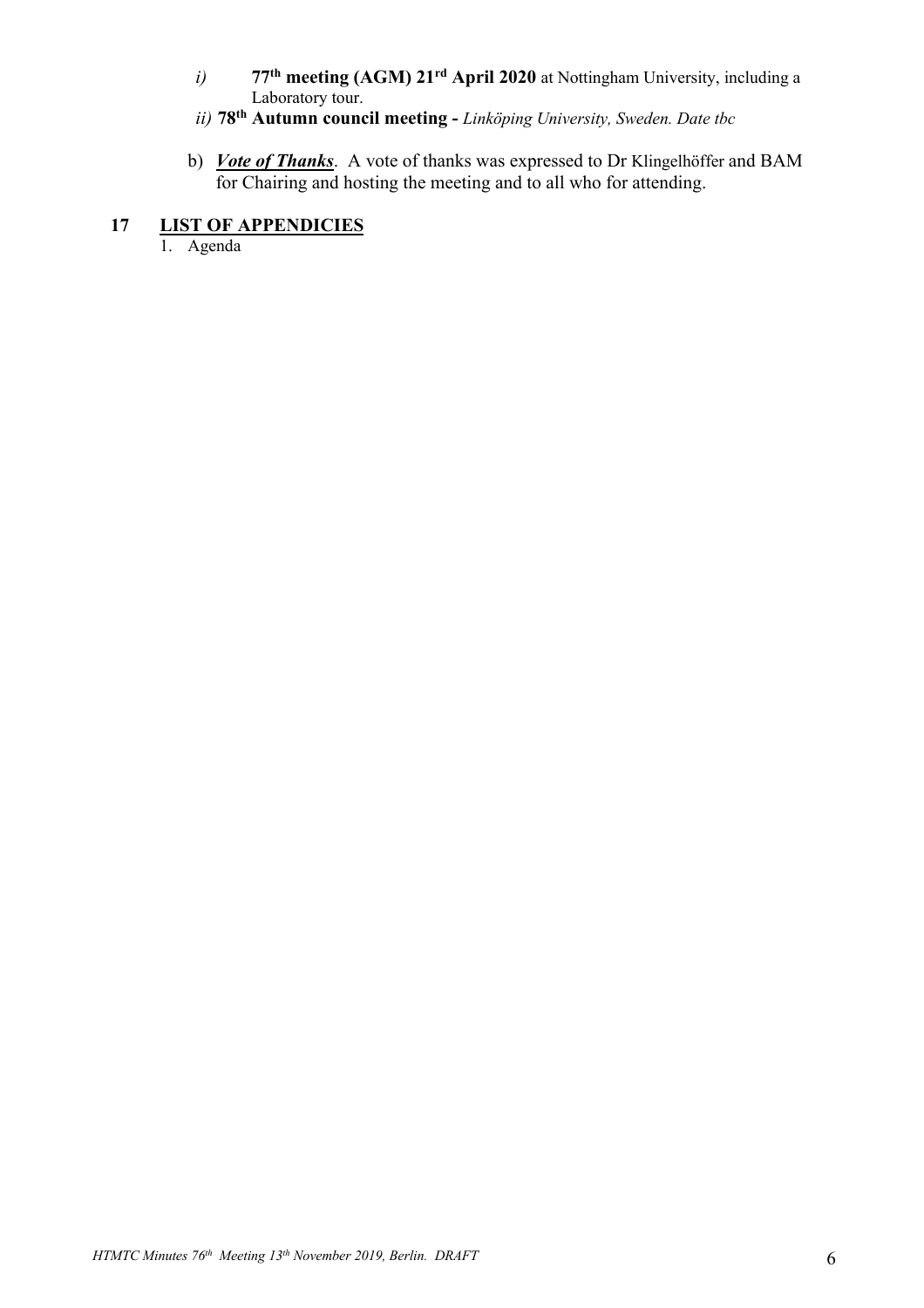i) **77th meeting (AGM) 21rd April 2020** at Nottingham University, including a Laboratory tour.

ii) **78th Autumn council meeting -** *Linköping University, Sweden. Date tbc*

b) ***Vote of Thanks***. A vote of thanks was expressed to Dr Klingelhöffer and BAM for Chairing and hosting the meeting and to all who for attending.

## 17 LIST OF APPENDICIES

1. Agenda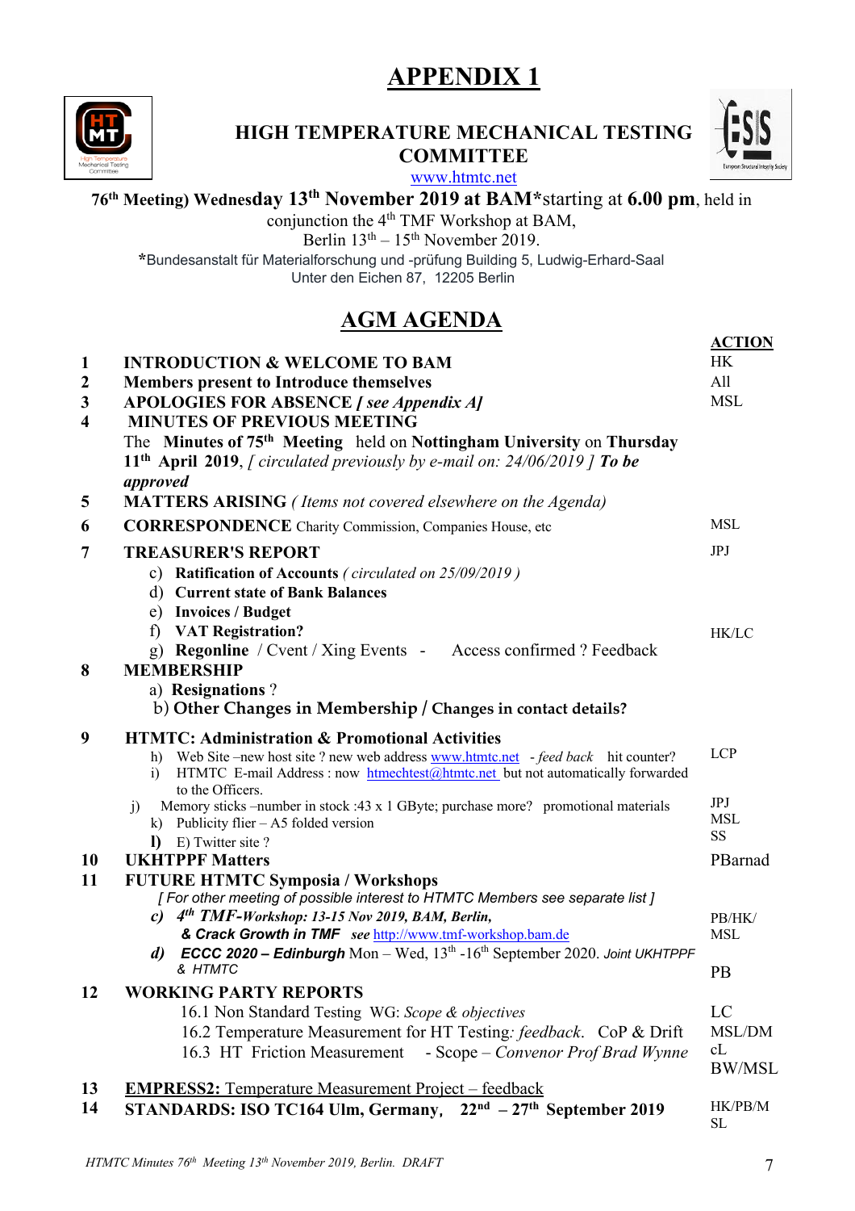# APPENDIX 1

## HIGH TEMPERATURE MECHANICAL TESTING COMMITTEE

www.htmtc.net

**76th Meeting) Wednesday 13th November 2019 at BAM\*starting at 6.00 pm**, held in conjunction the 4th TMF Workshop at BAM, Berlin 13th – 15th November 2019.

\*Bundesanstalt für Materialforschung und -prüfung Building 5, Ludwig-Erhard-Saal Unter den Eichen 87, 12205 Berlin

## AGM AGENDA

| | | **ACTION** |
|---|---|---|
| **1** | **INTRODUCTION & WELCOME TO BAM** | HK |
| **2** | **Members present to Introduce themselves** | All |
| **3** | **APOLOGIES FOR ABSENCE** ***[ see Appendix A]*** | MSL |
| **4** | **MINUTES OF PREVIOUS MEETING**<br>The **Minutes of 75th Meeting** held on **Nottingham University** on **Thursday 11th April 2019**, *[ circulated previously by e-mail on: 24/06/2019 ]* ***To be approved*** | |
| **5** | **MATTERS ARISING** *( Items not covered elsewhere on the Agenda)* | |
| **6** | **CORRESPONDENCE** Charity Commission, Companies House, etc | MSL |
| **7** | **TREASURER'S REPORT**<br>c) **Ratification of Accounts** *( circulated on 25/09/2019 )*<br>d) **Current state of Bank Balances**<br>e) **Invoices / Budget**<br>f) **VAT Registration?**<br>g) **Regonline** / Cvent / Xing Events - Access confirmed ? Feedback | JPJ<br><br><br><br><br>HK/LC |
| **8** | **MEMBERSHIP**<br>a) **Resignations** ?<br>b) **Other Changes in Membership / Changes in contact details?** | |
| **9** | **HTMTC: Administration & Promotional Activities**<br>h) Web Site –new host site ? new web address www.htmtc.net - *feed back* hit counter?<br>i) HTMTC E-mail Address : now htmechtest@htmtc.net but not automatically forwarded to the Officers.<br>j) Memory sticks –number in stock :43 x 1 GByte; purchase more? promotional materials<br>k) Publicity flier – A5 folded version<br>**l)** E) Twitter site ? | <br>LCP<br><br>JPJ<br>MSL<br>SS |
| **10** | **UKHTPPF Matters** | PBarnad |
| **11** | **FUTURE HTMTC Symposia / Workshops**<br>*[ For other meeting of possible interest to HTMTC Members see separate list ]*<br>***c) 4th TMF-Workshop: 13-15 Nov 2019, BAM, Berlin,***<br>***& Crack Growth in TMF*** *see* http://www.tmf-workshop.bam.de<br>***d) ECCC 2020 – Edinburgh*** Mon – Wed, 13th -16th September 2020. *Joint UKHTPPF & HTMTC* | <br><br>PB/HK/<br>MSL<br><br>PB |
| **12** | **WORKING PARTY REPORTS**<br>16.1 Non Standard Testing WG: *Scope & objectives*<br>16.2 Temperature Measurement for HT Testing*: feedback*. CoP & Drift<br>16.3 HT Friction Measurement - Scope – *Convenor Prof Brad Wynne* | <br>LC<br>MSL/DM<br>cL<br>BW/MSL |
| **13** | **EMPRESS2: Temperature Measurement Project – feedback** | |
| **14** | **STANDARDS: ISO TC164 Ulm, Germany, 22nd – 27th September 2019** | HK/PB/M SL |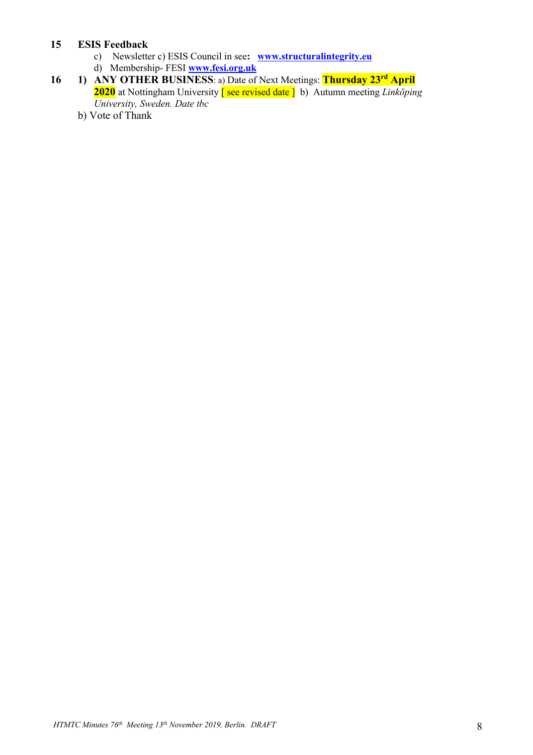**15 ESIS Feedback**

c) Newsletter c) ESIS Council in see**:** **www.structuralintegrity.eu**

d) Membership- FESI **www.fesi.org.uk**

**16 1) ANY OTHER BUSINESS**: a) Date of Next Meetings: **Thursday 23rd April 2020** at Nottingham University [ see revised date ] b) Autumn meeting *Linköping University, Sweden. Date tbc*

b) Vote of Thank